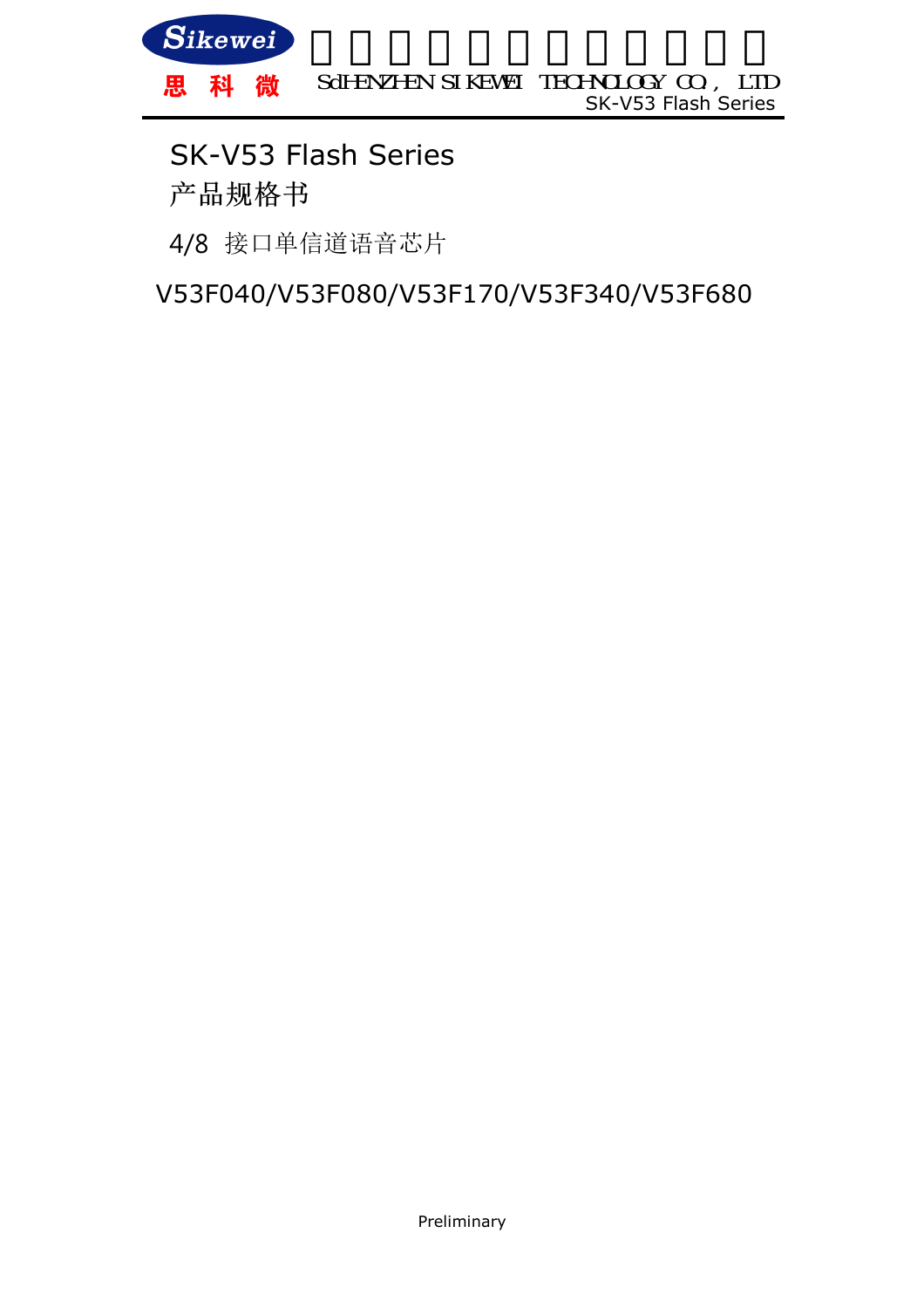# SK-V53 Flash Series

## 产品规格书

4/8 接口单信道语音芯片

V53F040/V53F080/V53F170/V53F340/V53F680

Preliminary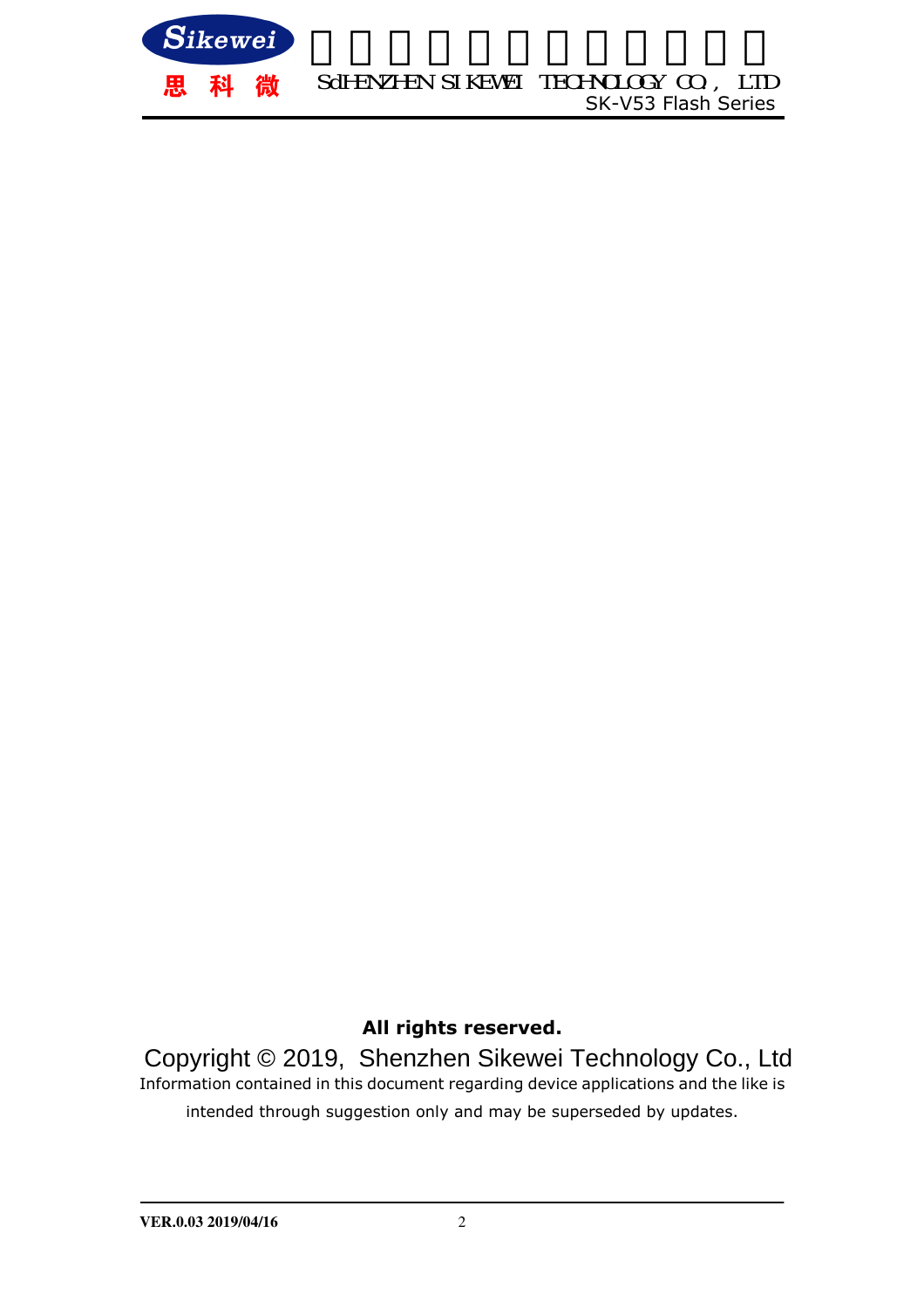**All rights reserved.**

Copyright © 2019, Shenzhen Sikewei Technology Co., Ltd

Information contained in this document regarding device applications and the like is intended through suggestion only and may be superseded by updates.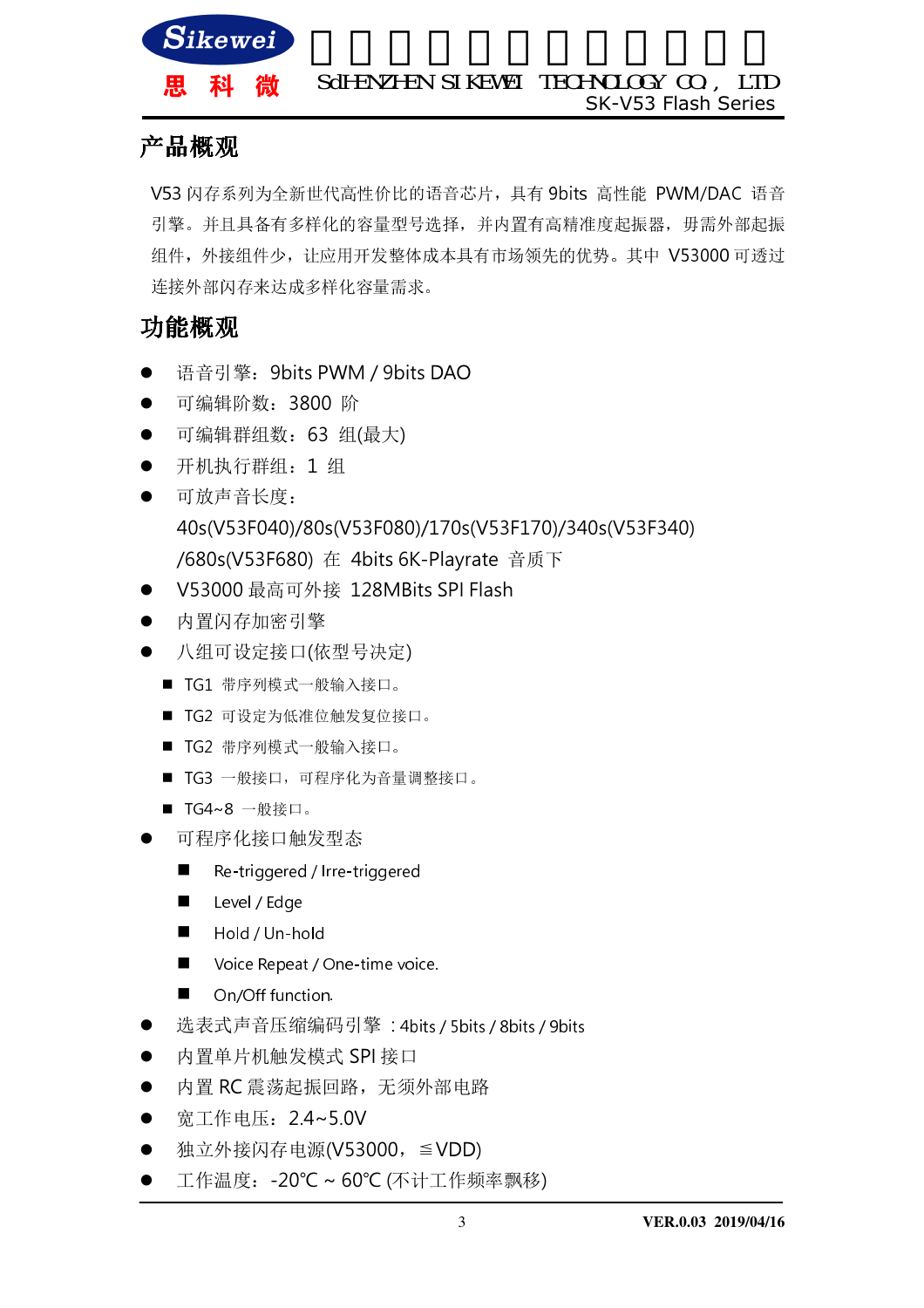## 产品概观

V53 闪存系列为全新世代高性价比的语音芯片，具有 9bits 高性能 PWM/DAC 语音引擎。并且具备有多样化的容量型号选择，并内置有高精准度起振器，毋需外部起振组件，外接组件少，让应用开发整体成本具有市场领先的优势。其中 V53000 可透过连接外部闪存来达成多样化容量需求。

## 功能概观

- 语音引擎：9bits PWM / 9bits DAO
- 可编辑阶数：3800 阶
- 可编辑群组数：63 组(最大)
- 开机执行群组：1 组
- 可放声音长度：40s(V53F040)/80s(V53F080)/170s(V53F170)/340s(V53F340)/680s(V53F680) 在 4bits 6K-Playrate 音质下
- V53000 最高可外接 128MBits SPI Flash
- 内置闪存加密引擎
- 八组可设定接口(依型号决定)
  - TG1 带序列模式一般输入接口。
  - TG2 可设定为低准位触发复位接口。
  - TG2 带序列模式一般输入接口。
  - TG3 一般接口，可程序化为音量调整接口。
  - TG4~8 一般接口。
- 可程序化接口触发型态
  - Re-triggered / Irre-triggered
  - Level / Edge
  - Hold / Un-hold
  - Voice Repeat / One-time voice.
  - On/Off function.
- 选表式声音压缩编码引擎 ：4bits / 5bits / 8bits / 9bits
- 内置单片机触发模式 SPI 接口
- 内置 RC 震荡起振回路，无须外部电路
- 宽工作电压：2.4~5.0V
- 独立外接闪存电源(V53000，≦VDD)
- 工作温度：-20℃ ~ 60℃ (不计工作频率飘移)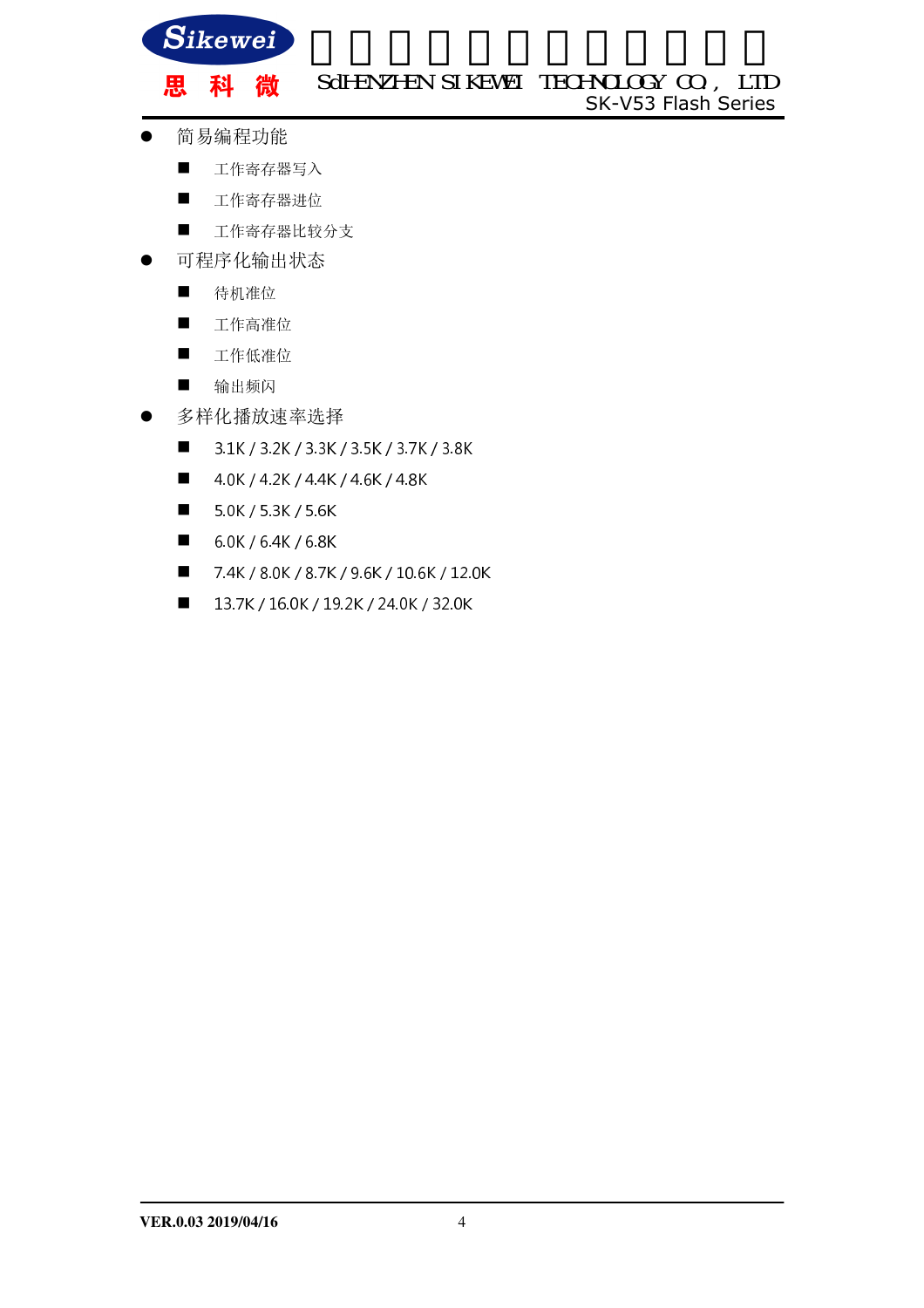- 简易编程功能
  - 工作寄存器写入
  - 工作寄存器进位
  - 工作寄存器比较分支
- 可程序化输出状态
  - 待机准位
  - 工作高准位
  - 工作低准位
  - 输出频闪
- 多样化播放速率选择
  - 3.1K / 3.2K / 3.3K / 3.5K / 3.7K / 3.8K
  - 4.0K / 4.2K / 4.4K / 4.6K / 4.8K
  - 5.0K / 5.3K / 5.6K
  - 6.0K / 6.4K / 6.8K
  - 7.4K / 8.0K / 8.7K / 9.6K / 10.6K / 12.0K
  - 13.7K / 16.0K / 19.2K / 24.0K / 32.0K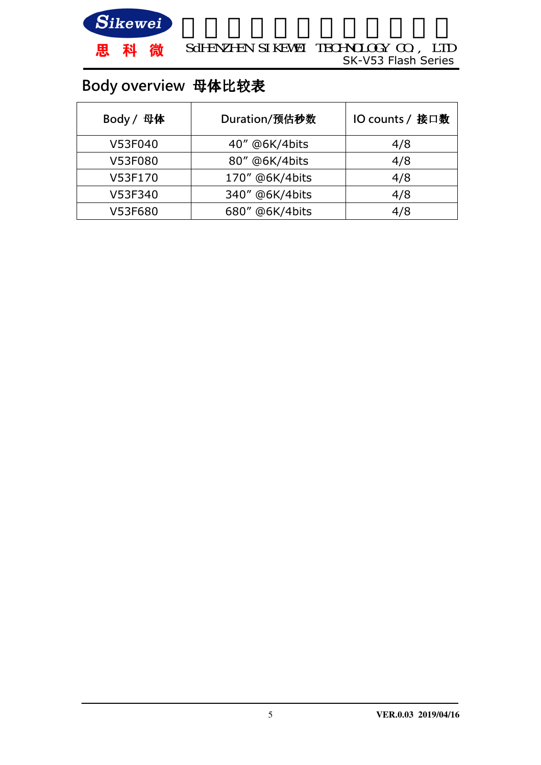## Body overview 母体比较表

| Body / 母体 | Duration/预估秒数 | IO counts / 接口数 |
|---|---|---|
| V53F040 | 40” @6K/4bits | 4/8 |
| V53F080 | 80” @6K/4bits | 4/8 |
| V53F170 | 170” @6K/4bits | 4/8 |
| V53F340 | 340” @6K/4bits | 4/8 |
| V53F680 | 680” @6K/4bits | 4/8 |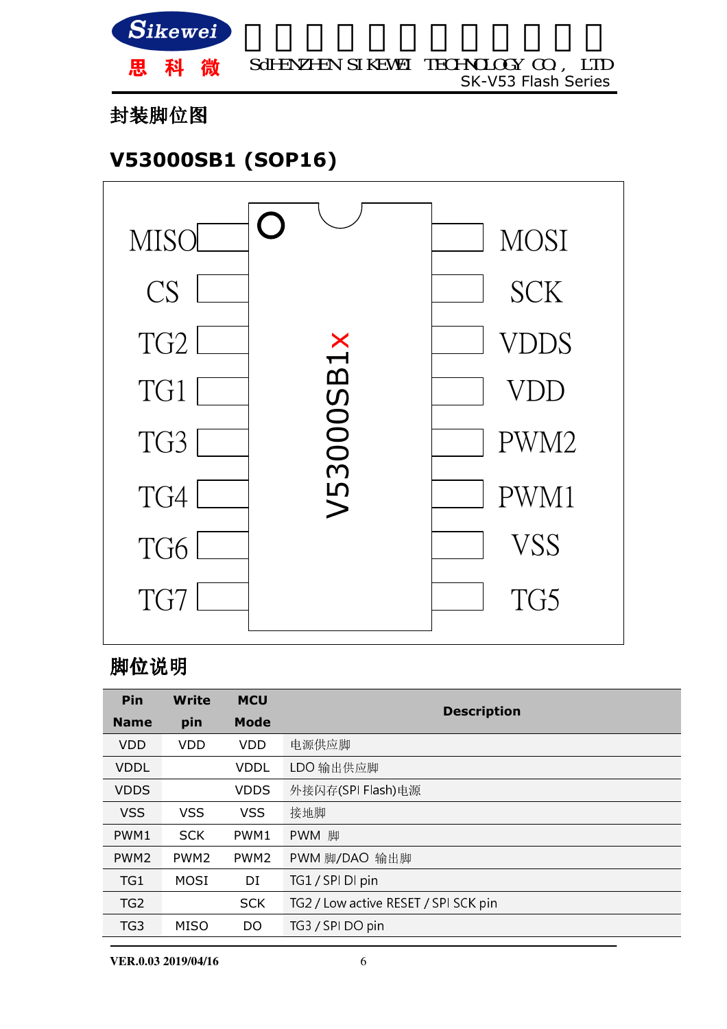## 封装脚位图

### V53000SB1 (SOP16)

| Left pin | | Right pin |
|---|---|---|
| MISO | V53000SB1X | MOSI |
| CS | | SCK |
| TG2 | | VDDS |
| TG1 | | VDD |
| TG3 | | PWM2 |
| TG4 | | PWM1 |
| TG6 | | VSS |
| TG7 | | TG5 |

## 脚位说明

| Pin Name | Write pin | MCU Mode | Description |
|---|---|---|---|
| VDD | VDD | VDD | 电源供应脚 |
| VDDL | | VDDL | LDO 输出供应脚 |
| VDDS | | VDDS | 外接闪存(SPI Flash)电源 |
| VSS | VSS | VSS | 接地脚 |
| PWM1 | SCK | PWM1 | PWM 脚 |
| PWM2 | PWM2 | PWM2 | PWM 脚/DAO 输出脚 |
| TG1 | MOSI | DI | TG1 / SPI DI pin |
| TG2 | | SCK | TG2 / Low active RESET / SPI SCK pin |
| TG3 | MISO | DO | TG3 / SPI DO pin |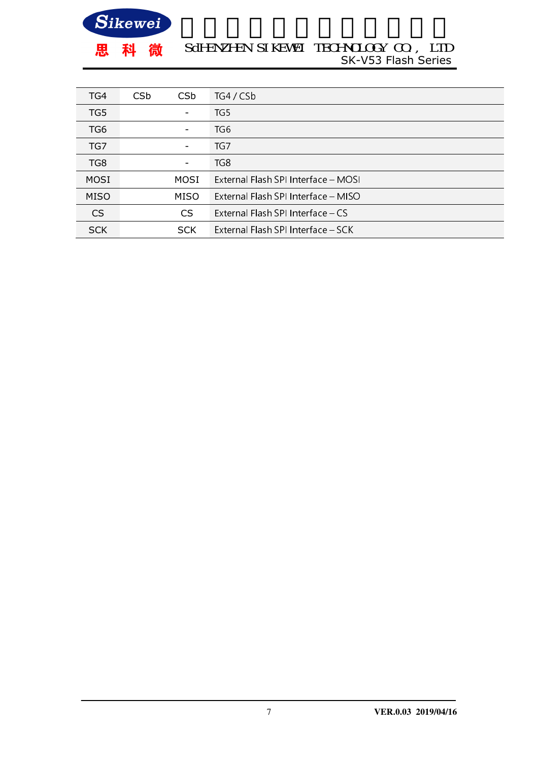| TG4 | CSb | CSb | TG4 / CSb |
|---|---|---|---|
| TG5 |  | - | TG5 |
| TG6 |  | - | TG6 |
| TG7 |  | - | TG7 |
| TG8 |  | - | TG8 |
| MOSI |  | MOSI | External Flash SPI Interface – MOSI |
| MISO |  | MISO | External Flash SPI Interface – MISO |
| CS |  | CS | External Flash SPI Interface – CS |
| SCK |  | SCK | External Flash SPI Interface – SCK |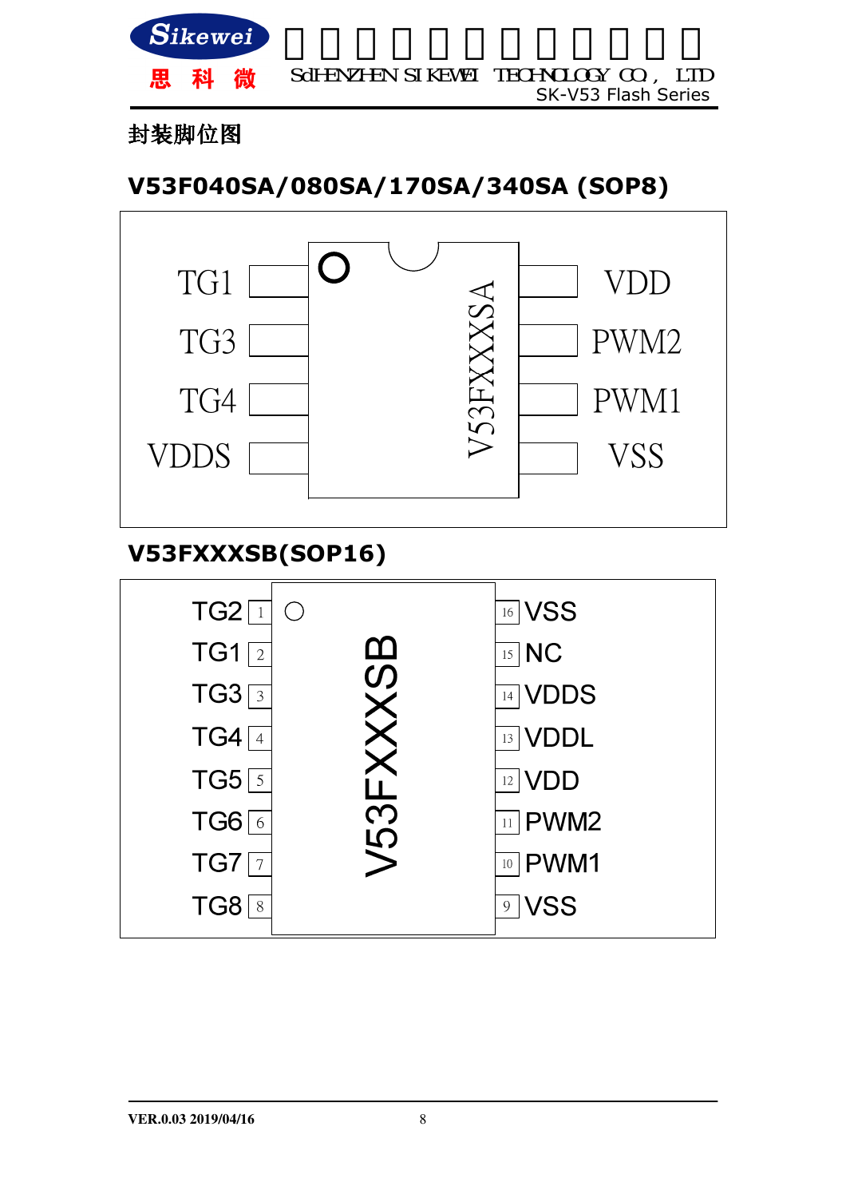## 封装脚位图

### V53F040SA/080SA/170SA/340SA (SOP8)

| Pin | Name | | Pin | Name |
|---|---|---|---|---|
| 1 | TG1 | | 8 | VDD |
| 2 | TG3 | | 7 | PWM2 |
| 3 | TG4 | | 6 | PWM1 |
| 4 | VDDS | | 5 | VSS |

V53FXXXSA

### V53FXXXSB(SOP16)

| Pin | Name | | Pin | Name |
|---|---|---|---|---|
| 1 | TG2 | | 16 | VSS |
| 2 | TG1 | | 15 | NC |
| 3 | TG3 | | 14 | VDDS |
| 4 | TG4 | | 13 | VDDL |
| 5 | TG5 | | 12 | VDD |
| 6 | TG6 | | 11 | PWM2 |
| 7 | TG7 | | 10 | PWM1 |
| 8 | TG8 | | 9 | VSS |

V53FXXXSB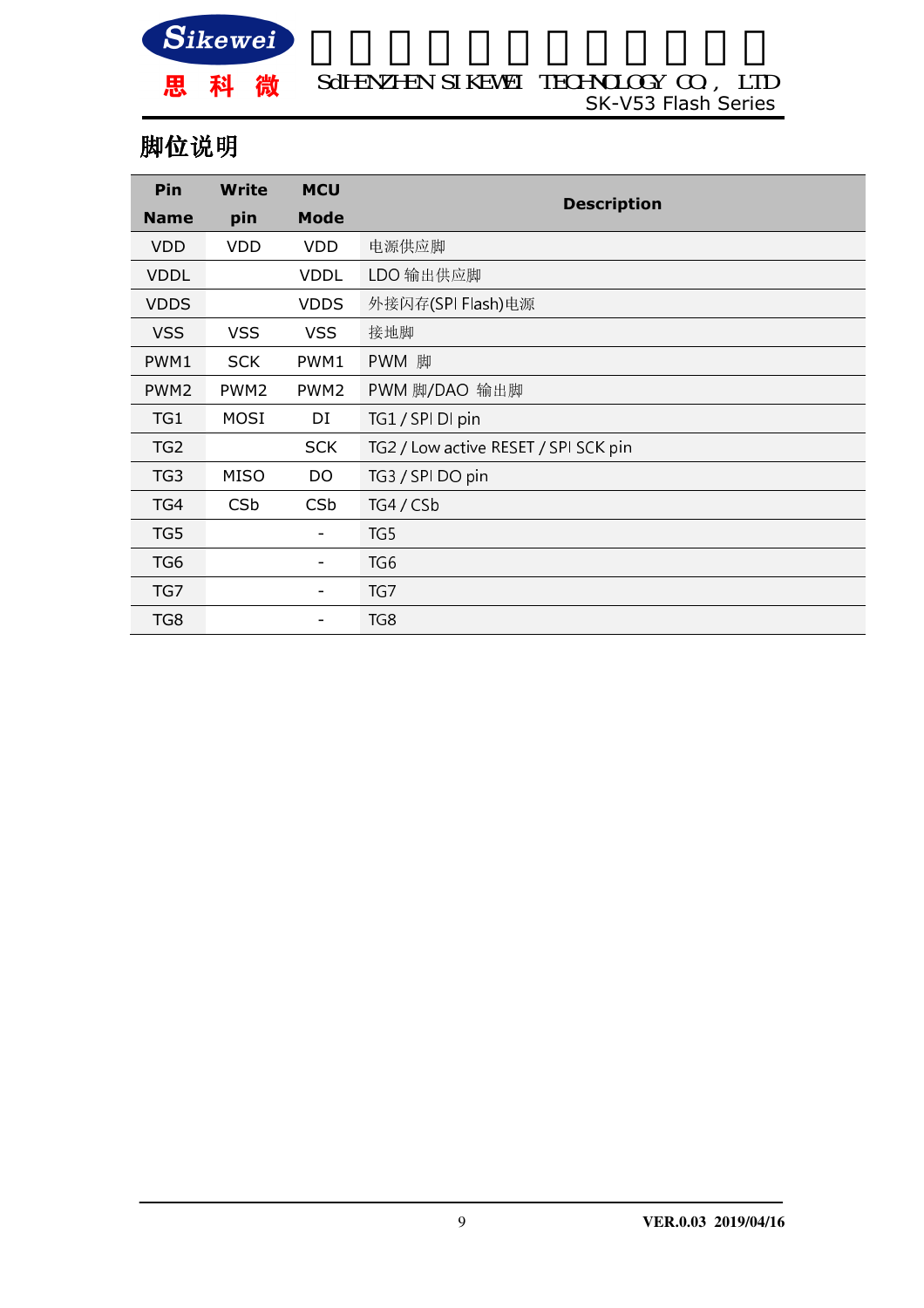## 脚位说明

| Pin Name | Write pin | MCU Mode | Description |
|---|---|---|---|
| VDD | VDD | VDD | 电源供应脚 |
| VDDL | | VDDL | LDO 输出供应脚 |
| VDDS | | VDDS | 外接闪存(SPI Flash)电源 |
| VSS | VSS | VSS | 接地脚 |
| PWM1 | SCK | PWM1 | PWM 脚 |
| PWM2 | PWM2 | PWM2 | PWM 脚/DAO 输出脚 |
| TG1 | MOSI | DI | TG1 / SPI DI pin |
| TG2 | | SCK | TG2 / Low active RESET / SPI SCK pin |
| TG3 | MISO | DO | TG3 / SPI DO pin |
| TG4 | CSb | CSb | TG4 / CSb |
| TG5 | | - | TG5 |
| TG6 | | - | TG6 |
| TG7 | | - | TG7 |
| TG8 | | - | TG8 |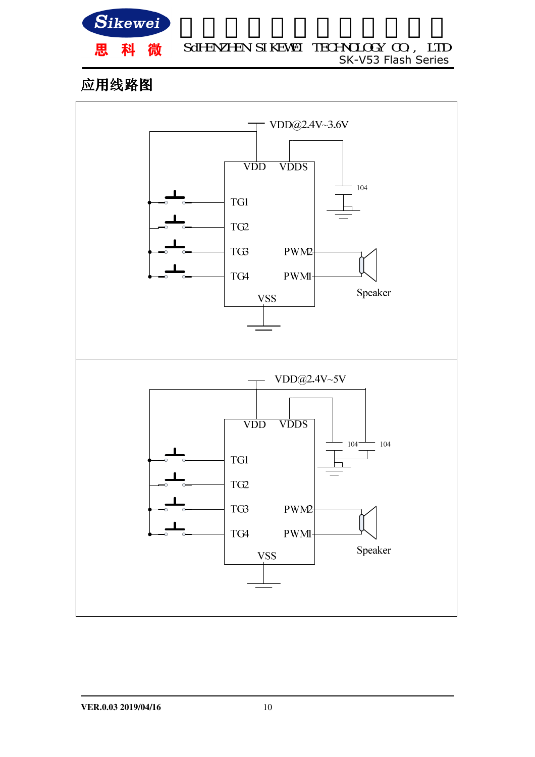## 应用线路图

VDD@2.4V~3.6V

VDD VDDS

104

TG1

TG2

TG3 PWM2

TG4 PWM1

VSS

Speaker

VDD@2.4V~5V

VDD VDDS

104 104

TG1

TG2

TG3 PWM2

TG4 PWM1

VSS

Speaker

VER.0.03 2019/04/16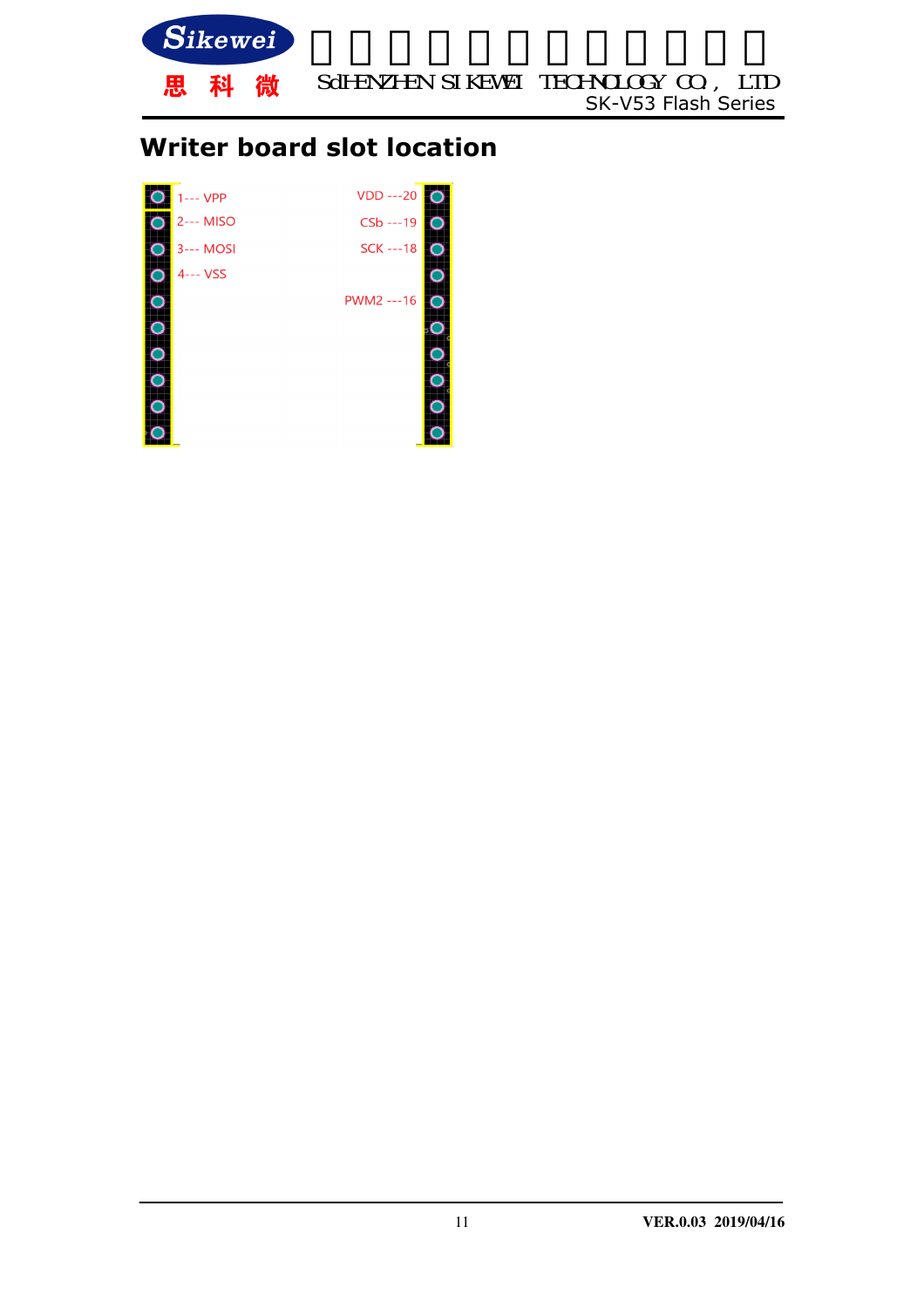## Writer board slot location

1--- VPP
2--- MISO
3--- MOSI
4--- VSS

VDD ---20
CSb ---19
SCK ---18
PWM2 ---16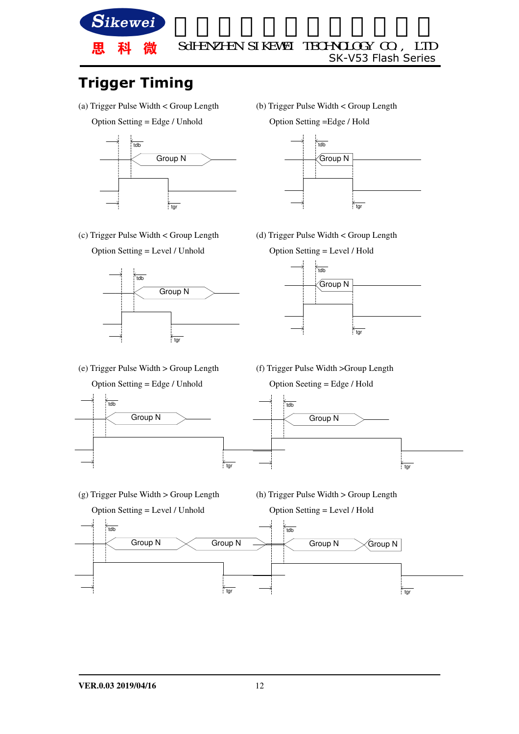# Trigger Timing

(a) Trigger Pulse Width < Group Length

Option Setting = Edge / Unhold

tdb

Group N

tgr

(b) Trigger Pulse Width < Group Length

Option Setting =Edge / Hold

tdb

Group N

tgr

(c) Trigger Pulse Width < Group Length

Option Setting = Level / Unhold

tdb

Group N

tgr

(d) Trigger Pulse Width < Group Length

Option Setting = Level / Hold

tdb

Group N

tgr

(e) Trigger Pulse Width > Group Length

Option Setting = Edge / Unhold

tdb

Group N

tgr

(f) Trigger Pulse Width >Group Length

Option Seeting = Edge / Hold

tdb

Group N

tgr

(g) Trigger Pulse Width > Group Length

Option Setting = Level / Unhold

tdb

Group N

Group N

tgr

(h) Trigger Pulse Width > Group Length

Option Setting = Level / Hold

tdb

Group N

Group N

tgr

**VER.0.03 2019/04/16**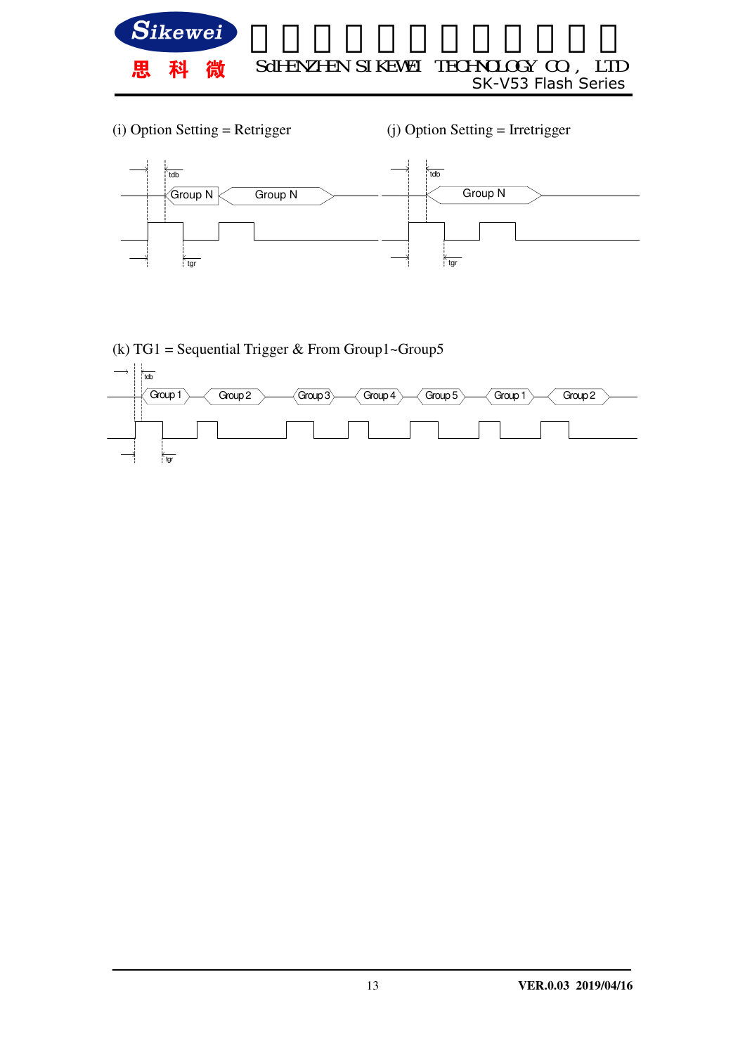(i) Option Setting = Retrigger

tdb

Group N | Group N

tgr

(j) Option Setting = Irretrigger

tdb

Group N

tgr

(k) TG1 = Sequential Trigger & From Group1~Group5

tdb

Group 1 | Group 2 | Group 3 | Group 4 | Group 5 | Group 1 | Group 2

tgr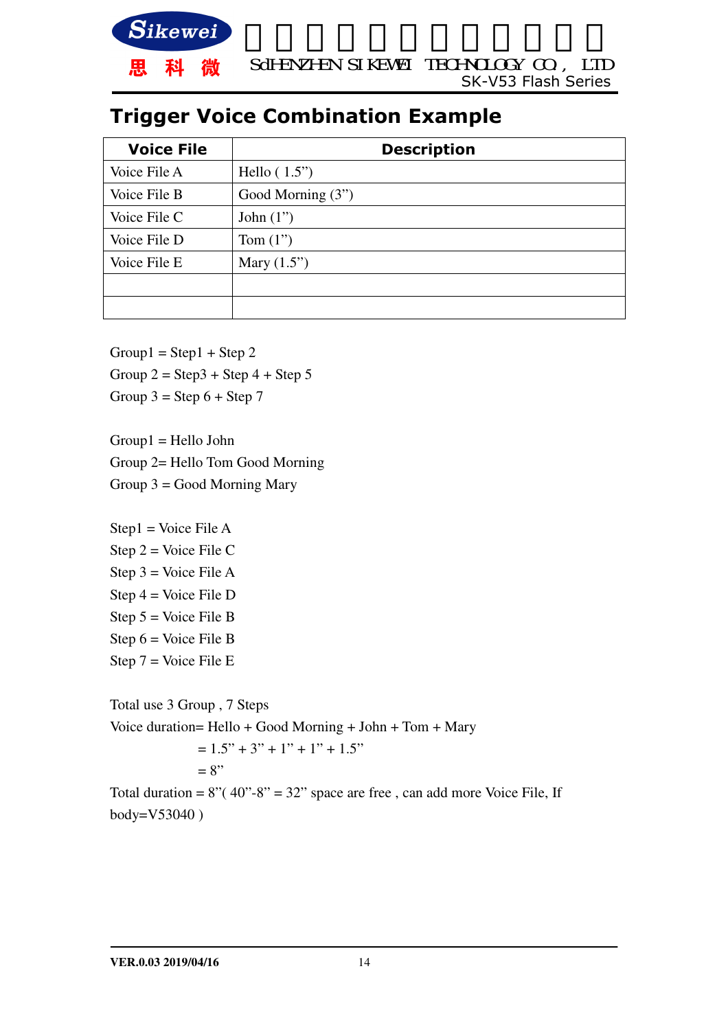# Trigger Voice Combination Example

| Voice File | Description |
|---|---|
| Voice File A | Hello ( 1.5”) |
| Voice File B | Good Morning (3”) |
| Voice File C | John (1”) |
| Voice File D | Tom (1”) |
| Voice File E | Mary (1.5”) |
| | |
| | |

Group1 = Step1 + Step 2
Group 2 = Step3 + Step 4 + Step 5
Group 3 = Step 6 + Step 7

Group1 = Hello John
Group 2= Hello Tom Good Morning
Group 3 = Good Morning Mary

Step1 = Voice File A
Step 2 = Voice File C
Step 3 = Voice File A
Step 4 = Voice File D
Step 5 = Voice File B
Step 6 = Voice File B
Step 7 = Voice File E

Total use 3 Group , 7 Steps
Voice duration= Hello + Good Morning + John + Tom + Mary
= 1.5” + 3” + 1” + 1” + 1.5”
= 8”
Total duration = 8”( 40”-8” = 32” space are free , can add more Voice File, If body=V53040 )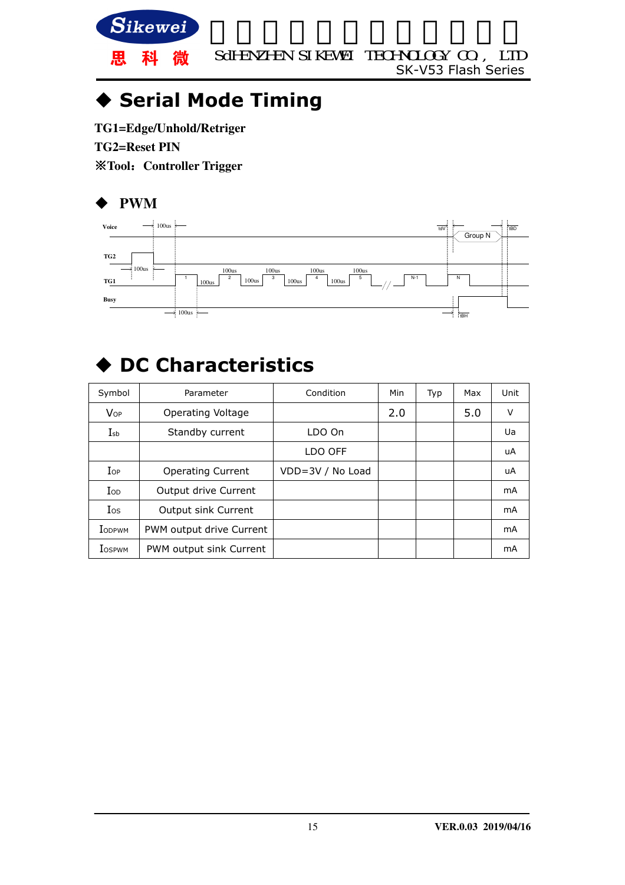# ◆ Serial Mode Timing

**TG1=Edge/Unhold/Retriger**

**TG2=Reset PIN**

**※Tool：Controller Trigger**

## ◆ PWM

# ◆ DC Characteristics

| Symbol | Parameter | Condition | Min | Typ | Max | Unit |
|---|---|---|---|---|---|---|
| $V_{OP}$ | Operating Voltage | | 2.0 | | 5.0 | V |
| $I_{sb}$ | Standby current | LDO On | | | | Ua |
| | | LDO OFF | | | | uA |
| $I_{OP}$ | Operating Current | VDD=3V / No Load | | | | uA |
| $I_{OD}$ | Output drive Current | | | | | mA |
| $I_{OS}$ | Output sink Current | | | | | mA |
| $I_{ODPWM}$ | PWM output drive Current | | | | | mA |
| $I_{OSPWM}$ | PWM output sink Current | | | | | mA |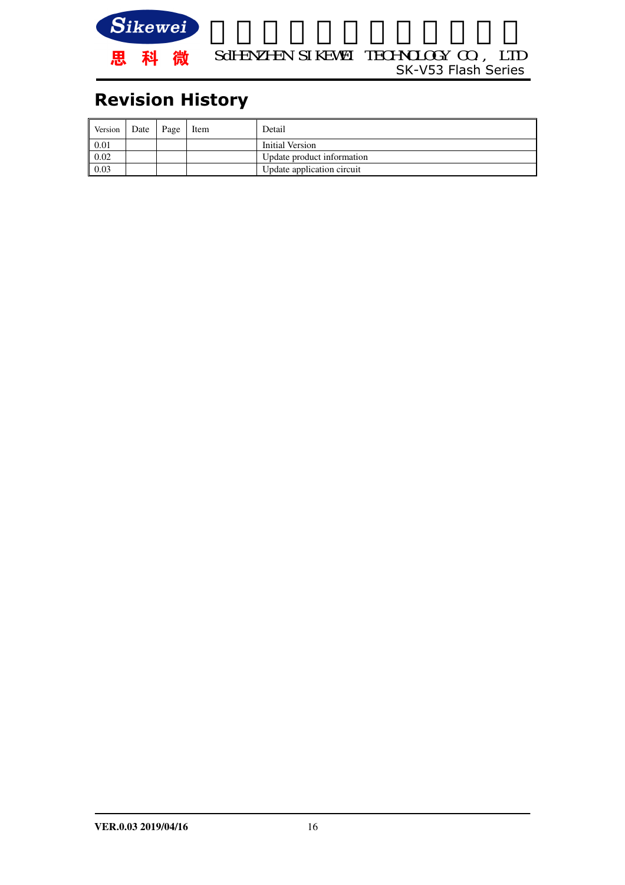# Revision History

| Version | Date | Page | Item | Detail |
|---|---|---|---|---|
| 0.01 | | | | Initial Version |
| 0.02 | | | | Update product information |
| 0.03 | | | | Update application circuit |